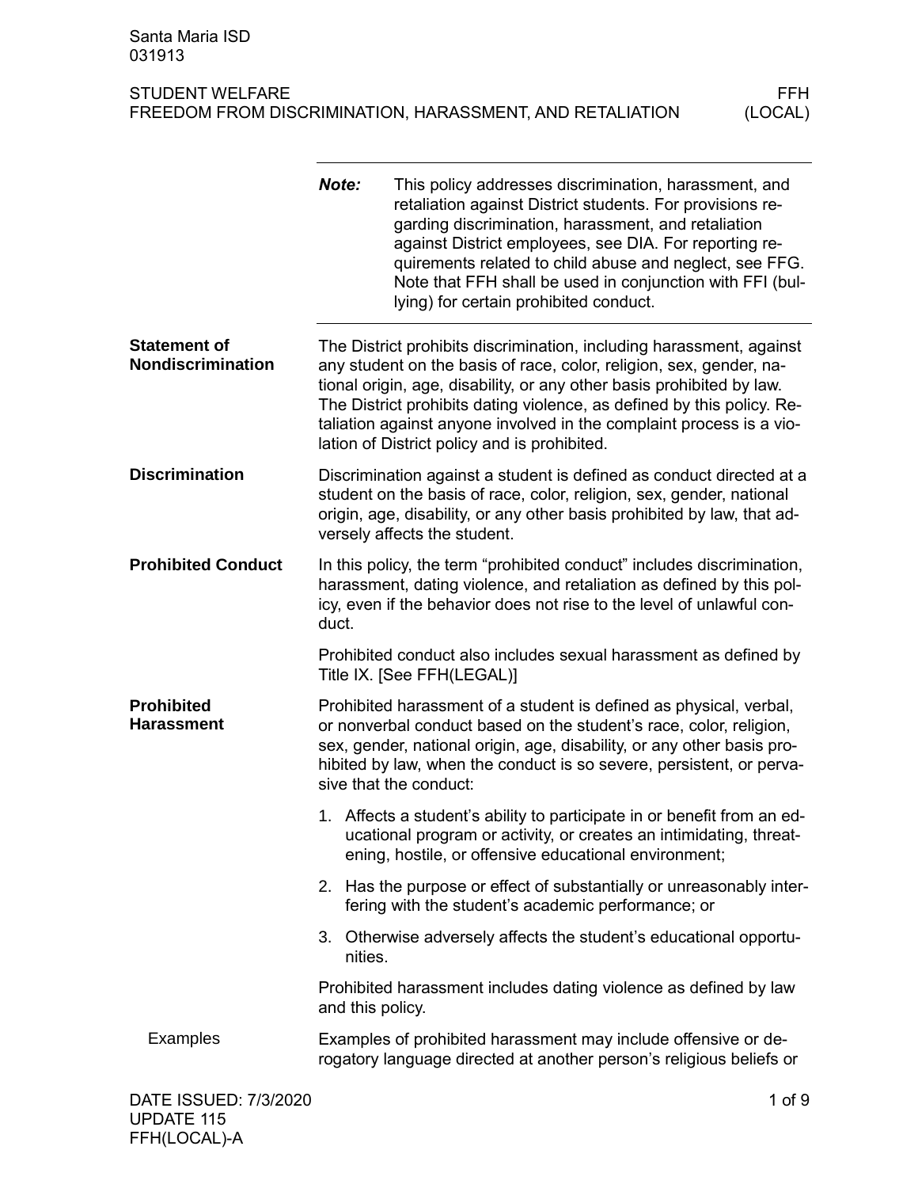Santa Maria ISD
031913

STUDENT WELFARE — FFH
FREEDOM FROM DISCRIMINATION, HARASSMENT, AND RETALIATION — (LOCAL)

---

***Note:*** This policy addresses discrimination, harassment, and retaliation against District students. For provisions regarding discrimination, harassment, and retaliation against District employees, see DIA. For reporting requirements related to child abuse and neglect, see FFG. Note that FFH shall be used in conjunction with FFI (bullying) for certain prohibited conduct.

---

## Statement of Nondiscrimination

The District prohibits discrimination, including harassment, against any student on the basis of race, color, religion, sex, gender, national origin, age, disability, or any other basis prohibited by law. The District prohibits dating violence, as defined by this policy. Retaliation against anyone involved in the complaint process is a violation of District policy and is prohibited.

## Discrimination

Discrimination against a student is defined as conduct directed at a student on the basis of race, color, religion, sex, gender, national origin, age, disability, or any other basis prohibited by law, that adversely affects the student.

## Prohibited Conduct

In this policy, the term "prohibited conduct" includes discrimination, harassment, dating violence, and retaliation as defined by this policy, even if the behavior does not rise to the level of unlawful conduct.

Prohibited conduct also includes sexual harassment as defined by Title IX. [See FFH(LEGAL)]

## Prohibited Harassment

Prohibited harassment of a student is defined as physical, verbal, or nonverbal conduct based on the student's race, color, religion, sex, gender, national origin, age, disability, or any other basis prohibited by law, when the conduct is so severe, persistent, or pervasive that the conduct:

1. Affects a student's ability to participate in or benefit from an educational program or activity, or creates an intimidating, threatening, hostile, or offensive educational environment;
2. Has the purpose or effect of substantially or unreasonably interfering with the student's academic performance; or
3. Otherwise adversely affects the student's educational opportunities.

Prohibited harassment includes dating violence as defined by law and this policy.

### Examples

Examples of prohibited harassment may include offensive or derogatory language directed at another person's religious beliefs or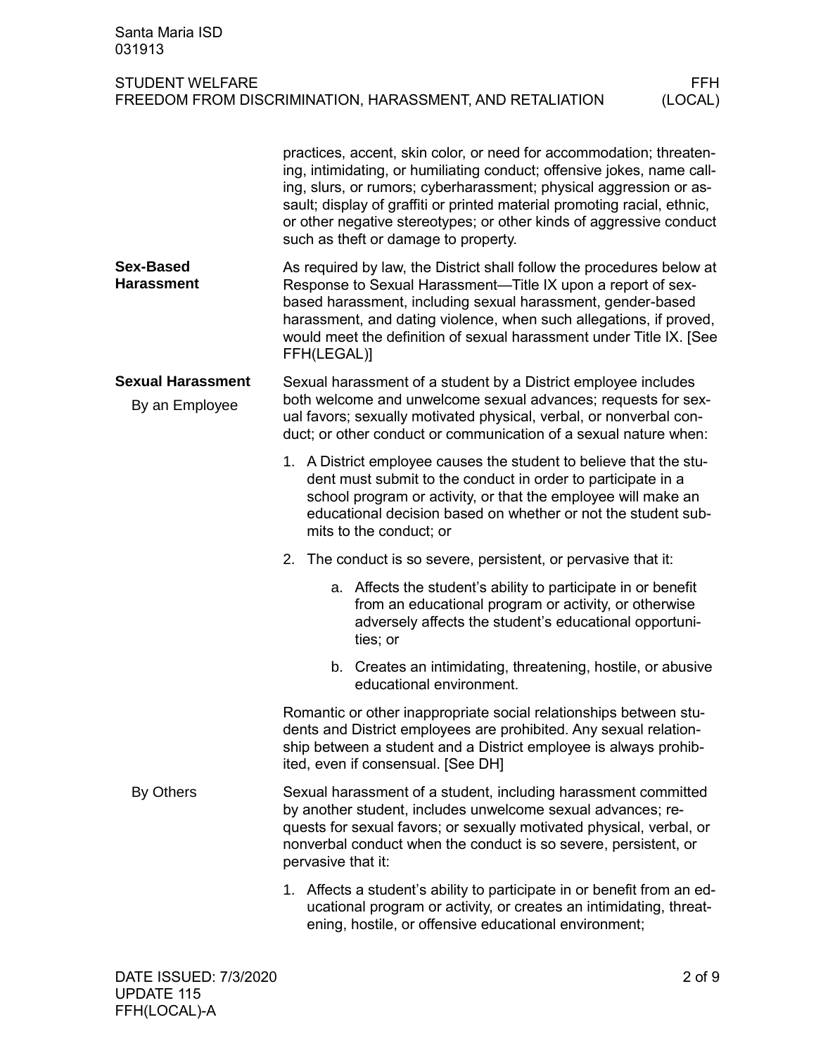practices, accent, skin color, or need for accommodation; threatening, intimidating, or humiliating conduct; offensive jokes, name calling, slurs, or rumors; cyberharassment; physical aggression or assault; display of graffiti or printed material promoting racial, ethnic, or other negative stereotypes; or other kinds of aggressive conduct such as theft or damage to property.

## Sex-Based Harassment

As required by law, the District shall follow the procedures below at Response to Sexual Harassment—Title IX upon a report of sex-based harassment, including sexual harassment, gender-based harassment, and dating violence, when such allegations, if proved, would meet the definition of sexual harassment under Title IX. [See FFH(LEGAL)]

## Sexual Harassment

### By an Employee

Sexual harassment of a student by a District employee includes both welcome and unwelcome sexual advances; requests for sexual favors; sexually motivated physical, verbal, or nonverbal conduct; or other conduct or communication of a sexual nature when:

1. A District employee causes the student to believe that the student must submit to the conduct in order to participate in a school program or activity, or that the employee will make an educational decision based on whether or not the student submits to the conduct; or
2. The conduct is so severe, persistent, or pervasive that it:
   a. Affects the student's ability to participate in or benefit from an educational program or activity, or otherwise adversely affects the student's educational opportunities; or
   b. Creates an intimidating, threatening, hostile, or abusive educational environment.

Romantic or other inappropriate social relationships between students and District employees are prohibited. Any sexual relationship between a student and a District employee is always prohibited, even if consensual. [See DH]

### By Others

Sexual harassment of a student, including harassment committed by another student, includes unwelcome sexual advances; requests for sexual favors; or sexually motivated physical, verbal, or nonverbal conduct when the conduct is so severe, persistent, or pervasive that it:

1. Affects a student's ability to participate in or benefit from an educational program or activity, or creates an intimidating, threatening, hostile, or offensive educational environment;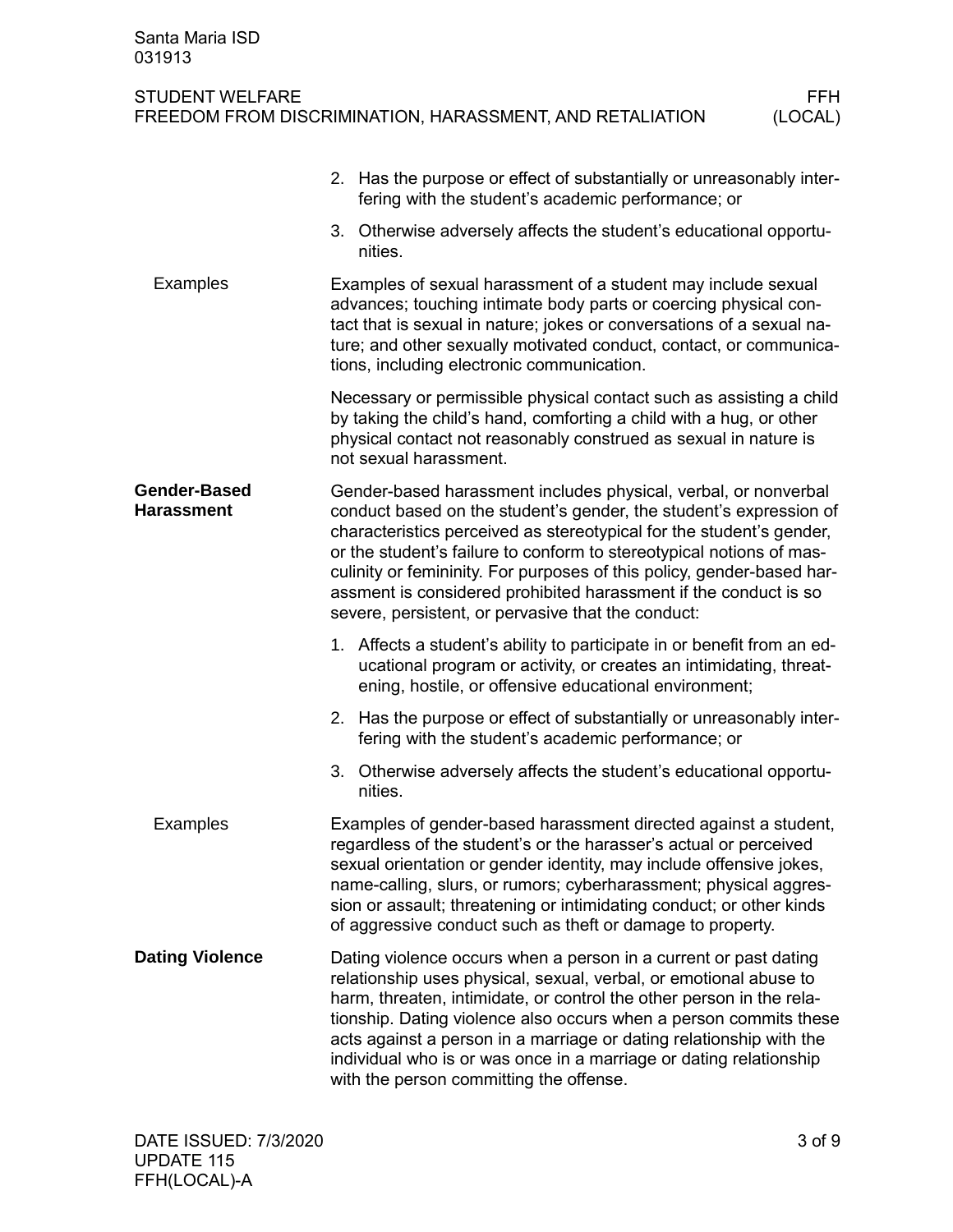2. Has the purpose or effect of substantially or unreasonably interfering with the student's academic performance; or
3. Otherwise adversely affects the student's educational opportunities.

### Examples

Examples of sexual harassment of a student may include sexual advances; touching intimate body parts or coercing physical contact that is sexual in nature; jokes or conversations of a sexual nature; and other sexually motivated conduct, contact, or communications, including electronic communication.

Necessary or permissible physical contact such as assisting a child by taking the child's hand, comforting a child with a hug, or other physical contact not reasonably construed as sexual in nature is not sexual harassment.

## Gender-Based Harassment

Gender-based harassment includes physical, verbal, or nonverbal conduct based on the student's gender, the student's expression of characteristics perceived as stereotypical for the student's gender, or the student's failure to conform to stereotypical notions of masculinity or femininity. For purposes of this policy, gender-based harassment is considered prohibited harassment if the conduct is so severe, persistent, or pervasive that the conduct:

1. Affects a student's ability to participate in or benefit from an educational program or activity, or creates an intimidating, threatening, hostile, or offensive educational environment;
2. Has the purpose or effect of substantially or unreasonably interfering with the student's academic performance; or
3. Otherwise adversely affects the student's educational opportunities.

### Examples

Examples of gender-based harassment directed against a student, regardless of the student's or the harasser's actual or perceived sexual orientation or gender identity, may include offensive jokes, name-calling, slurs, or rumors; cyberharassment; physical aggression or assault; threatening or intimidating conduct; or other kinds of aggressive conduct such as theft or damage to property.

## Dating Violence

Dating violence occurs when a person in a current or past dating relationship uses physical, sexual, verbal, or emotional abuse to harm, threaten, intimidate, or control the other person in the relationship. Dating violence also occurs when a person commits these acts against a person in a marriage or dating relationship with the individual who is or was once in a marriage or dating relationship with the person committing the offense.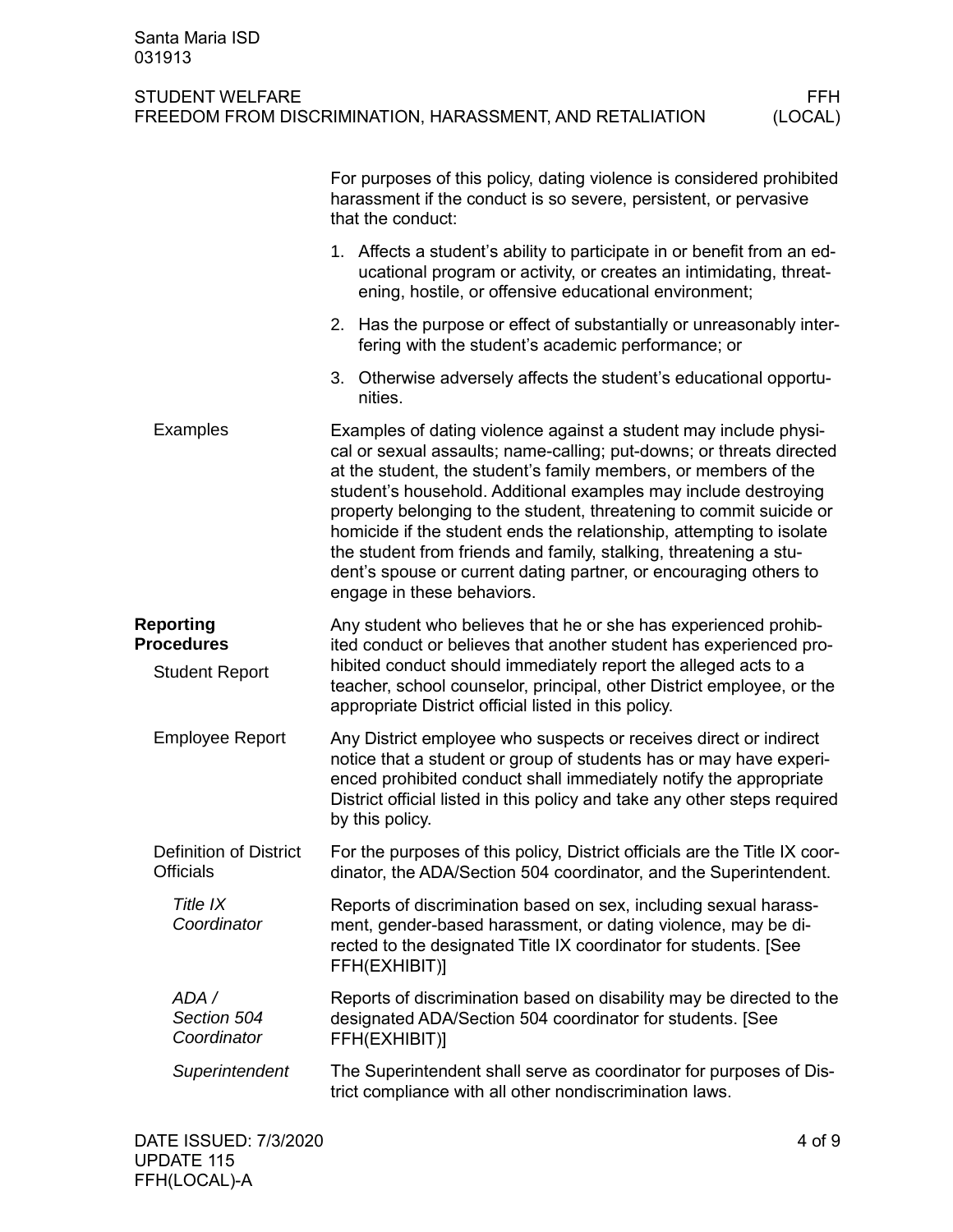For purposes of this policy, dating violence is considered prohibited harassment if the conduct is so severe, persistent, or pervasive that the conduct:

1. Affects a student's ability to participate in or benefit from an educational program or activity, or creates an intimidating, threatening, hostile, or offensive educational environment;
2. Has the purpose or effect of substantially or unreasonably interfering with the student's academic performance; or
3. Otherwise adversely affects the student's educational opportunities.

### Examples

Examples of dating violence against a student may include physical or sexual assaults; name-calling; put-downs; or threats directed at the student, the student's family members, or members of the student's household. Additional examples may include destroying property belonging to the student, threatening to commit suicide or homicide if the student ends the relationship, attempting to isolate the student from friends and family, stalking, threatening a student's spouse or current dating partner, or encouraging others to engage in these behaviors.

## Reporting Procedures

### Student Report

Any student who believes that he or she has experienced prohibited conduct or believes that another student has experienced prohibited conduct should immediately report the alleged acts to a teacher, school counselor, principal, other District employee, or the appropriate District official listed in this policy.

### Employee Report

Any District employee who suspects or receives direct or indirect notice that a student or group of students has or may have experienced prohibited conduct shall immediately notify the appropriate District official listed in this policy and take any other steps required by this policy.

### Definition of District Officials

For the purposes of this policy, District officials are the Title IX coordinator, the ADA/Section 504 coordinator, and the Superintendent.

#### *Title IX Coordinator*

Reports of discrimination based on sex, including sexual harassment, gender-based harassment, or dating violence, may be directed to the designated Title IX coordinator for students. [See FFH(EXHIBIT)]

#### *ADA / Section 504 Coordinator*

Reports of discrimination based on disability may be directed to the designated ADA/Section 504 coordinator for students. [See FFH(EXHIBIT)]

#### *Superintendent*

The Superintendent shall serve as coordinator for purposes of District compliance with all other nondiscrimination laws.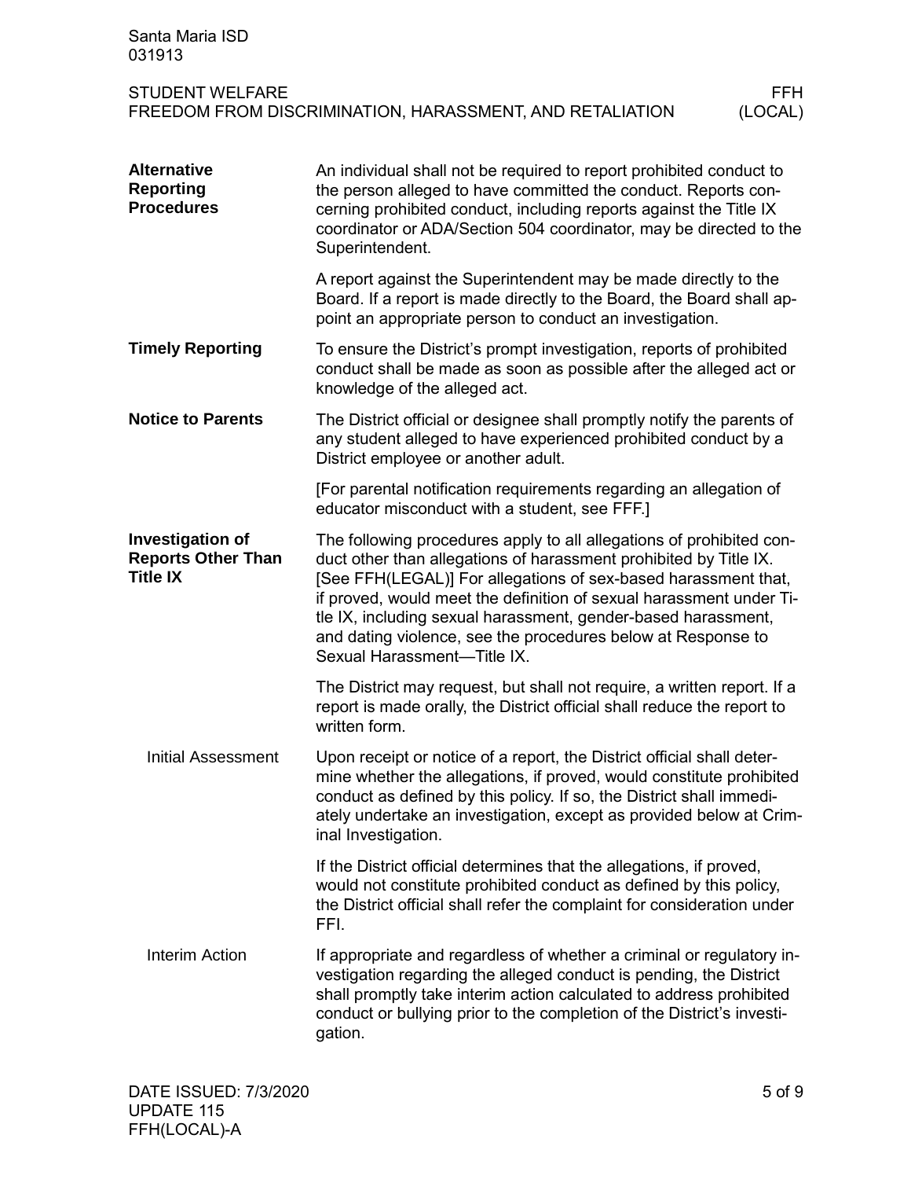## Alternative Reporting Procedures

An individual shall not be required to report prohibited conduct to the person alleged to have committed the conduct. Reports concerning prohibited conduct, including reports against the Title IX coordinator or ADA/Section 504 coordinator, may be directed to the Superintendent.

A report against the Superintendent may be made directly to the Board. If a report is made directly to the Board, the Board shall appoint an appropriate person to conduct an investigation.

## Timely Reporting

To ensure the District's prompt investigation, reports of prohibited conduct shall be made as soon as possible after the alleged act or knowledge of the alleged act.

## Notice to Parents

The District official or designee shall promptly notify the parents of any student alleged to have experienced prohibited conduct by a District employee or another adult.

[For parental notification requirements regarding an allegation of educator misconduct with a student, see FFF.]

## Investigation of Reports Other Than Title IX

The following procedures apply to all allegations of prohibited conduct other than allegations of harassment prohibited by Title IX. [See FFH(LEGAL)] For allegations of sex-based harassment that, if proved, would meet the definition of sexual harassment under Title IX, including sexual harassment, gender-based harassment, and dating violence, see the procedures below at Response to Sexual Harassment—Title IX.

The District may request, but shall not require, a written report. If a report is made orally, the District official shall reduce the report to written form.

### Initial Assessment

Upon receipt or notice of a report, the District official shall determine whether the allegations, if proved, would constitute prohibited conduct as defined by this policy. If so, the District shall immediately undertake an investigation, except as provided below at Criminal Investigation.

If the District official determines that the allegations, if proved, would not constitute prohibited conduct as defined by this policy, the District official shall refer the complaint for consideration under FFI.

### Interim Action

If appropriate and regardless of whether a criminal or regulatory investigation regarding the alleged conduct is pending, the District shall promptly take interim action calculated to address prohibited conduct or bullying prior to the completion of the District's investigation.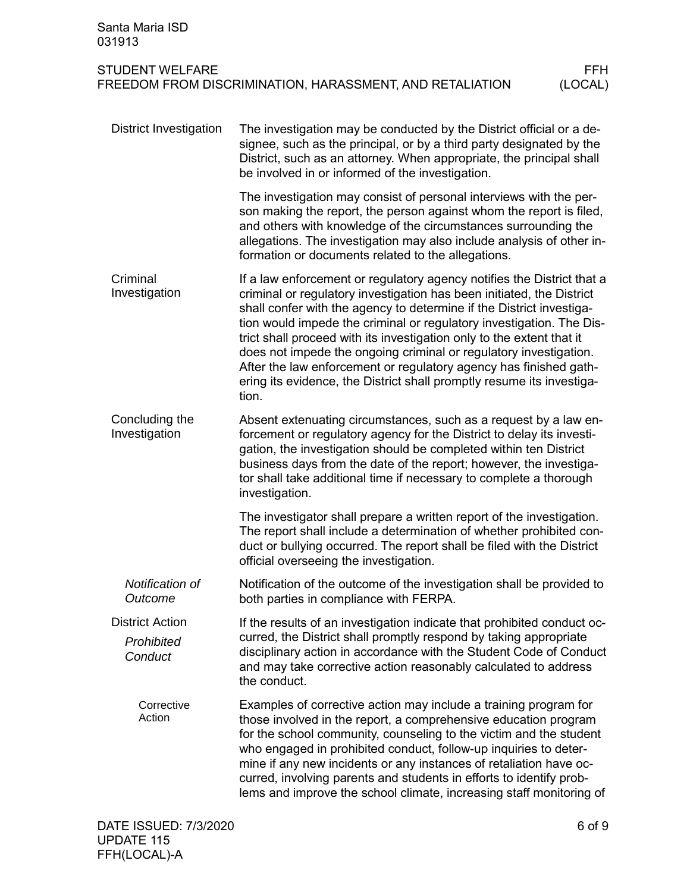## District Investigation

The investigation may be conducted by the District official or a designee, such as the principal, or by a third party designated by the District, such as an attorney. When appropriate, the principal shall be involved in or informed of the investigation.

The investigation may consist of personal interviews with the person making the report, the person against whom the report is filed, and others with knowledge of the circumstances surrounding the allegations. The investigation may also include analysis of other information or documents related to the allegations.

## Criminal Investigation

If a law enforcement or regulatory agency notifies the District that a criminal or regulatory investigation has been initiated, the District shall confer with the agency to determine if the District investigation would impede the criminal or regulatory investigation. The District shall proceed with its investigation only to the extent that it does not impede the ongoing criminal or regulatory investigation. After the law enforcement or regulatory agency has finished gathering its evidence, the District shall promptly resume its investigation.

## Concluding the Investigation

Absent extenuating circumstances, such as a request by a law enforcement or regulatory agency for the District to delay its investigation, the investigation should be completed within ten District business days from the date of the report; however, the investigator shall take additional time if necessary to complete a thorough investigation.

The investigator shall prepare a written report of the investigation. The report shall include a determination of whether prohibited conduct or bullying occurred. The report shall be filed with the District official overseeing the investigation.

### *Notification of Outcome*

Notification of the outcome of the investigation shall be provided to both parties in compliance with FERPA.

## District Action

### *Prohibited Conduct*

If the results of an investigation indicate that prohibited conduct occurred, the District shall promptly respond by taking appropriate disciplinary action in accordance with the Student Code of Conduct and may take corrective action reasonably calculated to address the conduct.

#### Corrective Action

Examples of corrective action may include a training program for those involved in the report, a comprehensive education program for the school community, counseling to the victim and the student who engaged in prohibited conduct, follow-up inquiries to determine if any new incidents or any instances of retaliation have occurred, involving parents and students in efforts to identify problems and improve the school climate, increasing staff monitoring of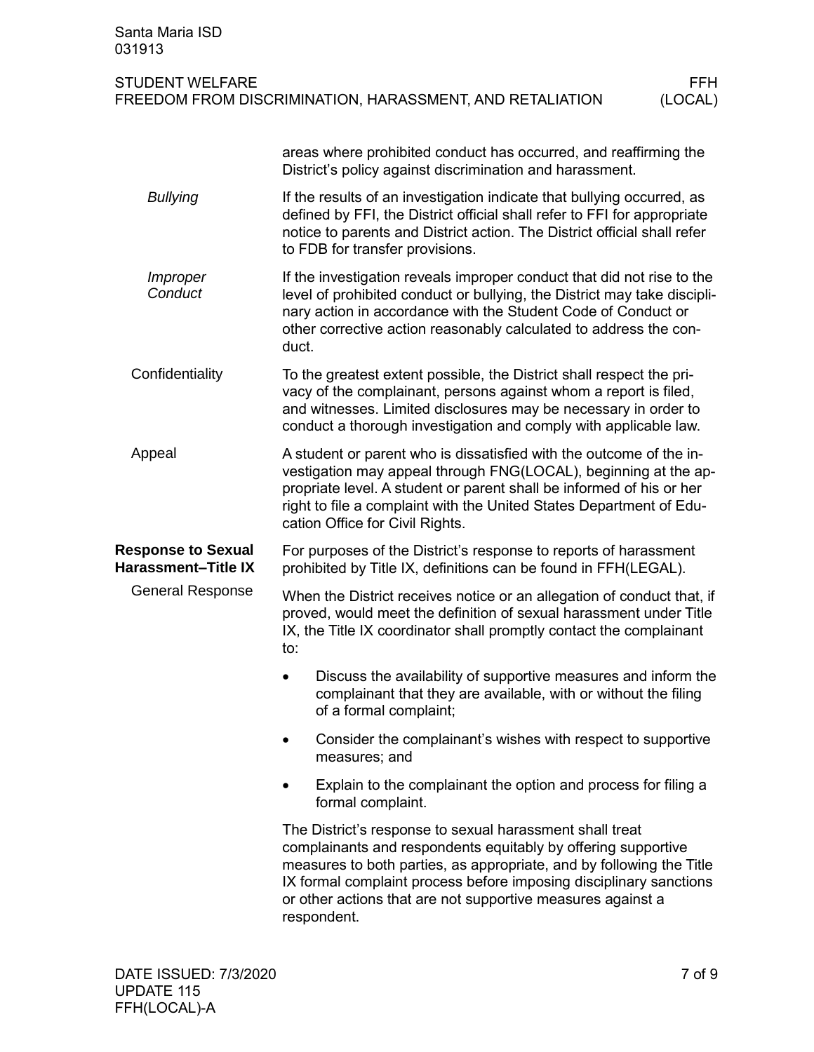areas where prohibited conduct has occurred, and reaffirming the District's policy against discrimination and harassment.

*Bullying*

If the results of an investigation indicate that bullying occurred, as defined by FFI, the District official shall refer to FFI for appropriate notice to parents and District action. The District official shall refer to FDB for transfer provisions.

*Improper Conduct*

If the investigation reveals improper conduct that did not rise to the level of prohibited conduct or bullying, the District may take disciplinary action in accordance with the Student Code of Conduct or other corrective action reasonably calculated to address the conduct.

### Confidentiality

To the greatest extent possible, the District shall respect the privacy of the complainant, persons against whom a report is filed, and witnesses. Limited disclosures may be necessary in order to conduct a thorough investigation and comply with applicable law.

### Appeal

A student or parent who is dissatisfied with the outcome of the investigation may appeal through FNG(LOCAL), beginning at the appropriate level. A student or parent shall be informed of his or her right to file a complaint with the United States Department of Education Office for Civil Rights.

## Response to Sexual Harassment–Title IX

For purposes of the District's response to reports of harassment prohibited by Title IX, definitions can be found in FFH(LEGAL).

### General Response

When the District receives notice or an allegation of conduct that, if proved, would meet the definition of sexual harassment under Title IX, the Title IX coordinator shall promptly contact the complainant to:

- Discuss the availability of supportive measures and inform the complainant that they are available, with or without the filing of a formal complaint;
- Consider the complainant's wishes with respect to supportive measures; and
- Explain to the complainant the option and process for filing a formal complaint.

The District's response to sexual harassment shall treat complainants and respondents equitably by offering supportive measures to both parties, as appropriate, and by following the Title IX formal complaint process before imposing disciplinary sanctions or other actions that are not supportive measures against a respondent.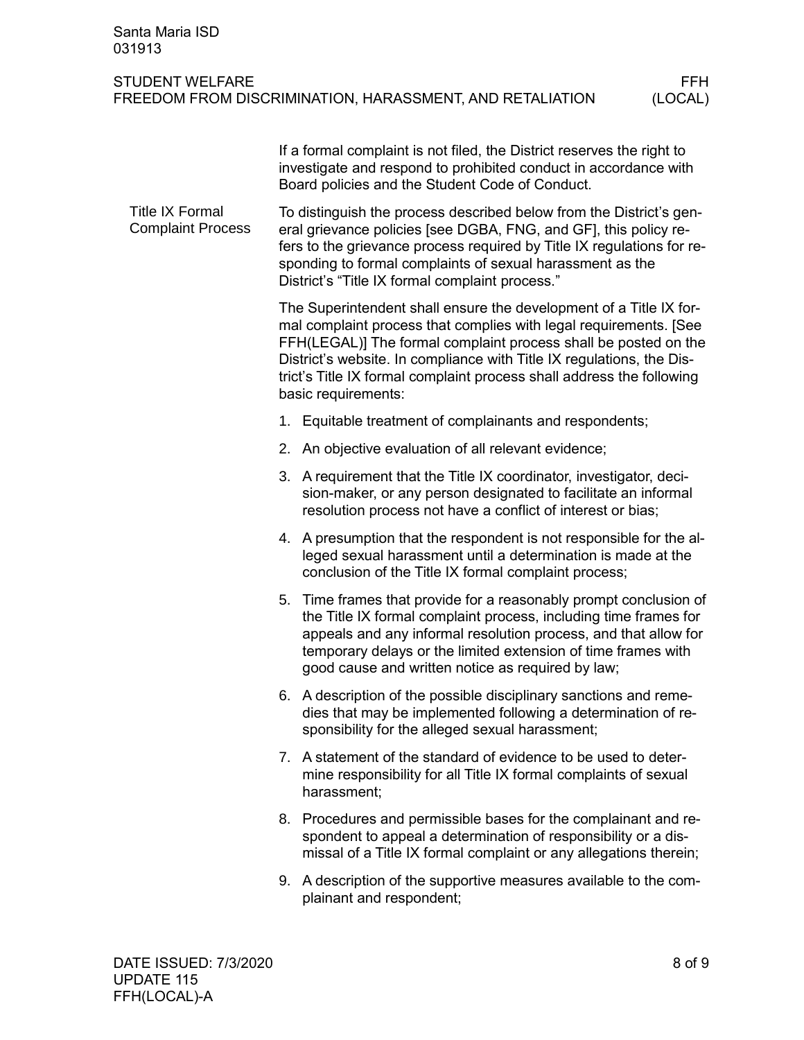If a formal complaint is not filed, the District reserves the right to investigate and respond to prohibited conduct in accordance with Board policies and the Student Code of Conduct.

### Title IX Formal Complaint Process

To distinguish the process described below from the District's general grievance policies [see DGBA, FNG, and GF], this policy refers to the grievance process required by Title IX regulations for responding to formal complaints of sexual harassment as the District's "Title IX formal complaint process."

The Superintendent shall ensure the development of a Title IX formal complaint process that complies with legal requirements. [See FFH(LEGAL)] The formal complaint process shall be posted on the District's website. In compliance with Title IX regulations, the District's Title IX formal complaint process shall address the following basic requirements:

1. Equitable treatment of complainants and respondents;
2. An objective evaluation of all relevant evidence;
3. A requirement that the Title IX coordinator, investigator, decision-maker, or any person designated to facilitate an informal resolution process not have a conflict of interest or bias;
4. A presumption that the respondent is not responsible for the alleged sexual harassment until a determination is made at the conclusion of the Title IX formal complaint process;
5. Time frames that provide for a reasonably prompt conclusion of the Title IX formal complaint process, including time frames for appeals and any informal resolution process, and that allow for temporary delays or the limited extension of time frames with good cause and written notice as required by law;
6. A description of the possible disciplinary sanctions and remedies that may be implemented following a determination of responsibility for the alleged sexual harassment;
7. A statement of the standard of evidence to be used to determine responsibility for all Title IX formal complaints of sexual harassment;
8. Procedures and permissible bases for the complainant and respondent to appeal a determination of responsibility or a dismissal of a Title IX formal complaint or any allegations therein;
9. A description of the supportive measures available to the complainant and respondent;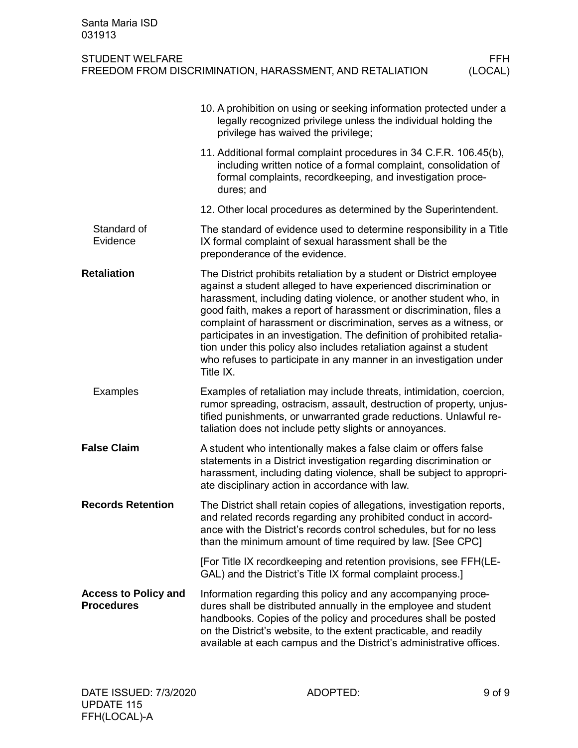10. A prohibition on using or seeking information protected under a legally recognized privilege unless the individual holding the privilege has waived the privilege;

11. Additional formal complaint procedures in 34 C.F.R. 106.45(b), including written notice of a formal complaint, consolidation of formal complaints, recordkeeping, and investigation procedures; and

12. Other local procedures as determined by the Superintendent.

### Standard of Evidence

The standard of evidence used to determine responsibility in a Title IX formal complaint of sexual harassment shall be the preponderance of the evidence.

## Retaliation

The District prohibits retaliation by a student or District employee against a student alleged to have experienced discrimination or harassment, including dating violence, or another student who, in good faith, makes a report of harassment or discrimination, files a complaint of harassment or discrimination, serves as a witness, or participates in an investigation. The definition of prohibited retaliation under this policy also includes retaliation against a student who refuses to participate in any manner in an investigation under Title IX.

### Examples

Examples of retaliation may include threats, intimidation, coercion, rumor spreading, ostracism, assault, destruction of property, unjustified punishments, or unwarranted grade reductions. Unlawful retaliation does not include petty slights or annoyances.

## False Claim

A student who intentionally makes a false claim or offers false statements in a District investigation regarding discrimination or harassment, including dating violence, shall be subject to appropriate disciplinary action in accordance with law.

## Records Retention

The District shall retain copies of allegations, investigation reports, and related records regarding any prohibited conduct in accordance with the District's records control schedules, but for no less than the minimum amount of time required by law. [See CPC]

[For Title IX recordkeeping and retention provisions, see FFH(LEGAL) and the District's Title IX formal complaint process.]

## Access to Policy and Procedures

Information regarding this policy and any accompanying procedures shall be distributed annually in the employee and student handbooks. Copies of the policy and procedures shall be posted on the District's website, to the extent practicable, and readily available at each campus and the District's administrative offices.